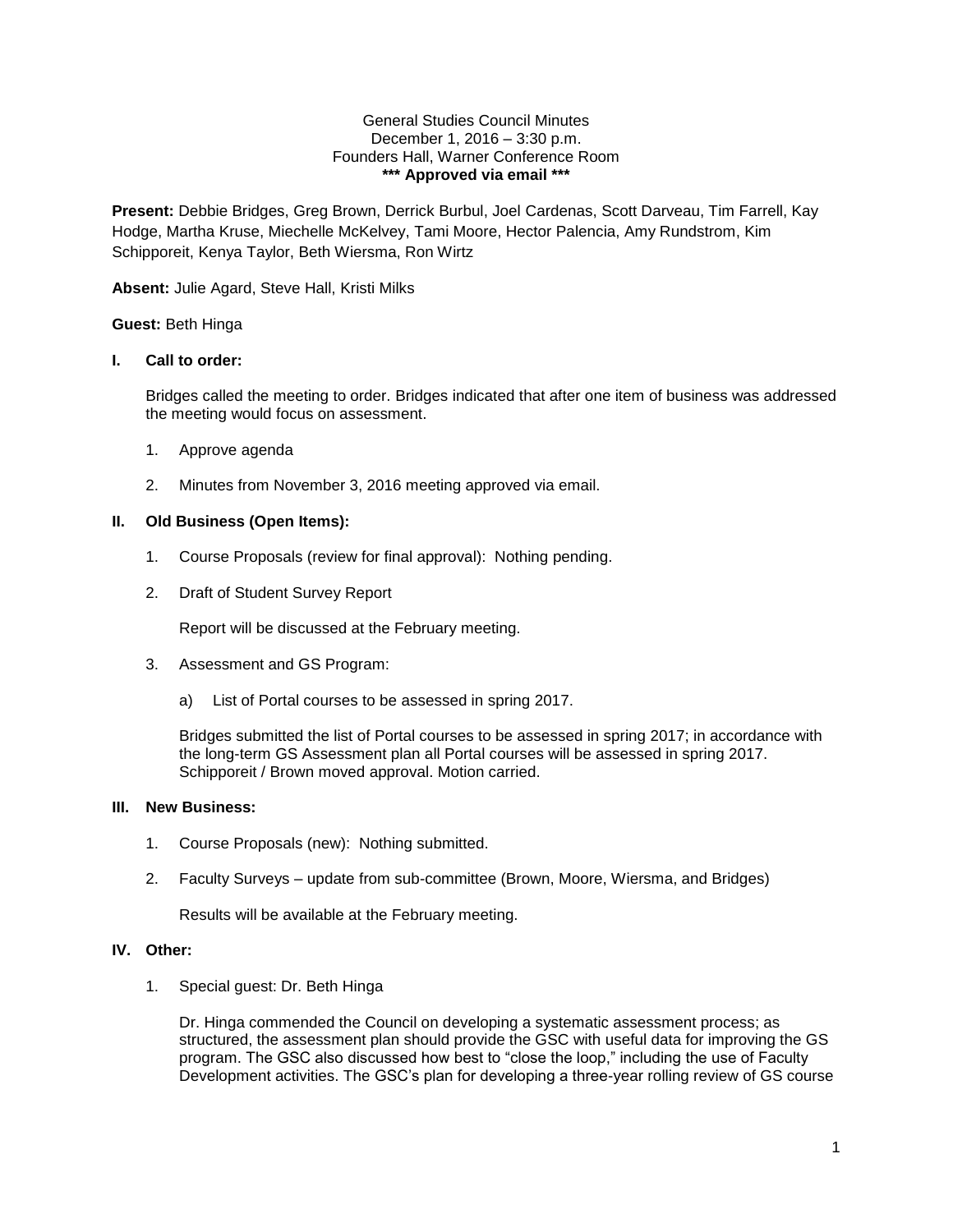General Studies Council Minutes
December 1, 2016 – 3:30 p.m.
Founders Hall, Warner Conference Room
**\*\*\* Approved via email \*\*\***

**Present:** Debbie Bridges, Greg Brown, Derrick Burbul, Joel Cardenas, Scott Darveau, Tim Farrell, Kay Hodge, Martha Kruse, Miechelle McKelvey, Tami Moore, Hector Palencia, Amy Rundstrom, Kim Schipporeit, Kenya Taylor, Beth Wiersma, Ron Wirtz

**Absent:** Julie Agard, Steve Hall, Kristi Milks

**Guest:** Beth Hinga

## I. Call to order:

Bridges called the meeting to order. Bridges indicated that after one item of business was addressed the meeting would focus on assessment.

1. Approve agenda
2. Minutes from November 3, 2016 meeting approved via email.

## II. Old Business (Open Items):

1. Course Proposals (review for final approval): Nothing pending.
2. Draft of Student Survey Report

   Report will be discussed at the February meeting.

3. Assessment and GS Program:

   a) List of Portal courses to be assessed in spring 2017.

   Bridges submitted the list of Portal courses to be assessed in spring 2017; in accordance with the long-term GS Assessment plan all Portal courses will be assessed in spring 2017. Schipporeit / Brown moved approval. Motion carried.

## III. New Business:

1. Course Proposals (new): Nothing submitted.
2. Faculty Surveys – update from sub-committee (Brown, Moore, Wiersma, and Bridges)

   Results will be available at the February meeting.

## IV. Other:

1. Special guest: Dr. Beth Hinga

   Dr. Hinga commended the Council on developing a systematic assessment process; as structured, the assessment plan should provide the GSC with useful data for improving the GS program. The GSC also discussed how best to "close the loop," including the use of Faculty Development activities. The GSC's plan for developing a three-year rolling review of GS course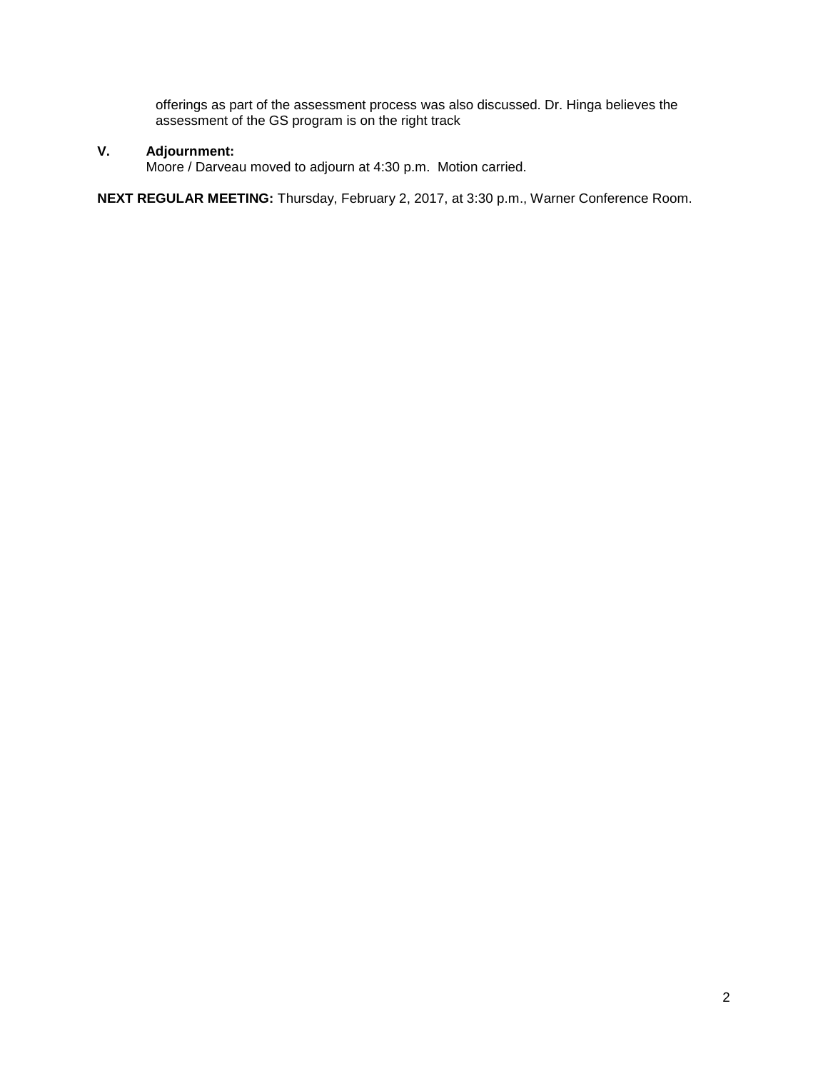offerings as part of the assessment process was also discussed. Dr. Hinga believes the assessment of the GS program is on the right track

**V. Adjournment:**

Moore / Darveau moved to adjourn at 4:30 p.m. Motion carried.

**NEXT REGULAR MEETING:** Thursday, February 2, 2017, at 3:30 p.m., Warner Conference Room.